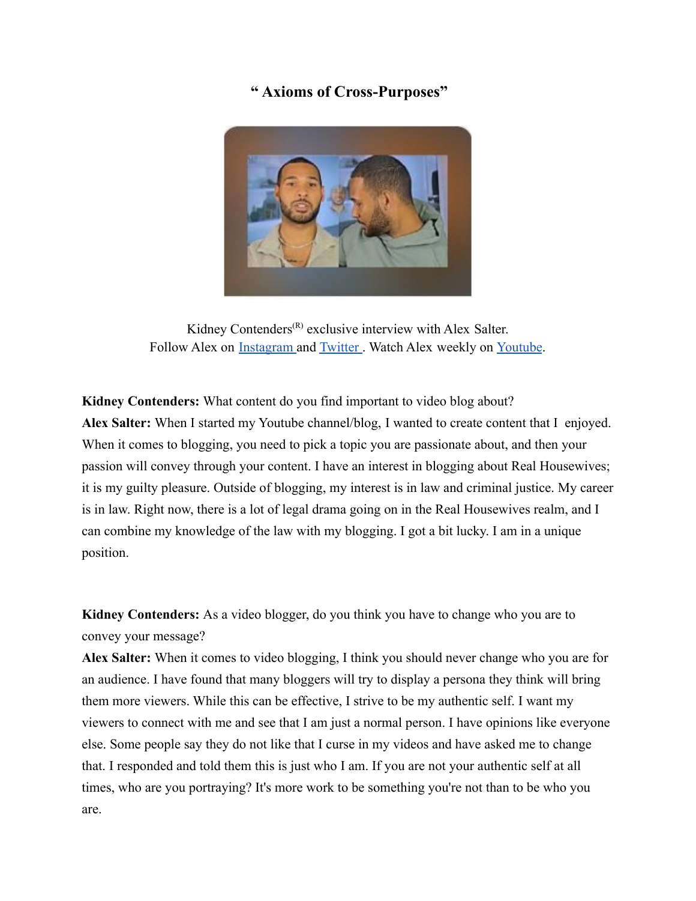# " Axioms of Cross-Purposes"

Kidney Contenders(R) exclusive interview with Alex Salter.
Follow Alex on Instagram and Twitter . Watch Alex weekly on Youtube.

**Kidney Contenders:** What content do you find important to video blog about?
**Alex Salter:** When I started my Youtube channel/blog, I wanted to create content that I enjoyed. When it comes to blogging, you need to pick a topic you are passionate about, and then your passion will convey through your content. I have an interest in blogging about Real Housewives; it is my guilty pleasure. Outside of blogging, my interest is in law and criminal justice. My career is in law. Right now, there is a lot of legal drama going on in the Real Housewives realm, and I can combine my knowledge of the law with my blogging. I got a bit lucky. I am in a unique position.

**Kidney Contenders:** As a video blogger, do you think you have to change who you are to convey your message?
**Alex Salter:** When it comes to video blogging, I think you should never change who you are for an audience. I have found that many bloggers will try to display a persona they think will bring them more viewers. While this can be effective, I strive to be my authentic self. I want my viewers to connect with me and see that I am just a normal person. I have opinions like everyone else. Some people say they do not like that I curse in my videos and have asked me to change that. I responded and told them this is just who I am. If you are not your authentic self at all times, who are you portraying? It's more work to be something you're not than to be who you are.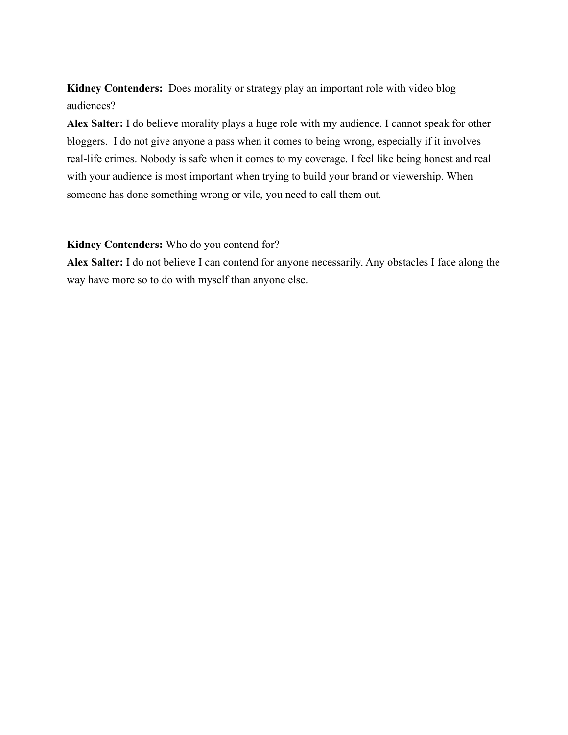**Kidney Contenders:** Does morality or strategy play an important role with video blog audiences?
**Alex Salter:** I do believe morality plays a huge role with my audience. I cannot speak for other bloggers. I do not give anyone a pass when it comes to being wrong, especially if it involves real-life crimes. Nobody is safe when it comes to my coverage. I feel like being honest and real with your audience is most important when trying to build your brand or viewership. When someone has done something wrong or vile, you need to call them out.

**Kidney Contenders:** Who do you contend for?
**Alex Salter:** I do not believe I can contend for anyone necessarily. Any obstacles I face along the way have more so to do with myself than anyone else.